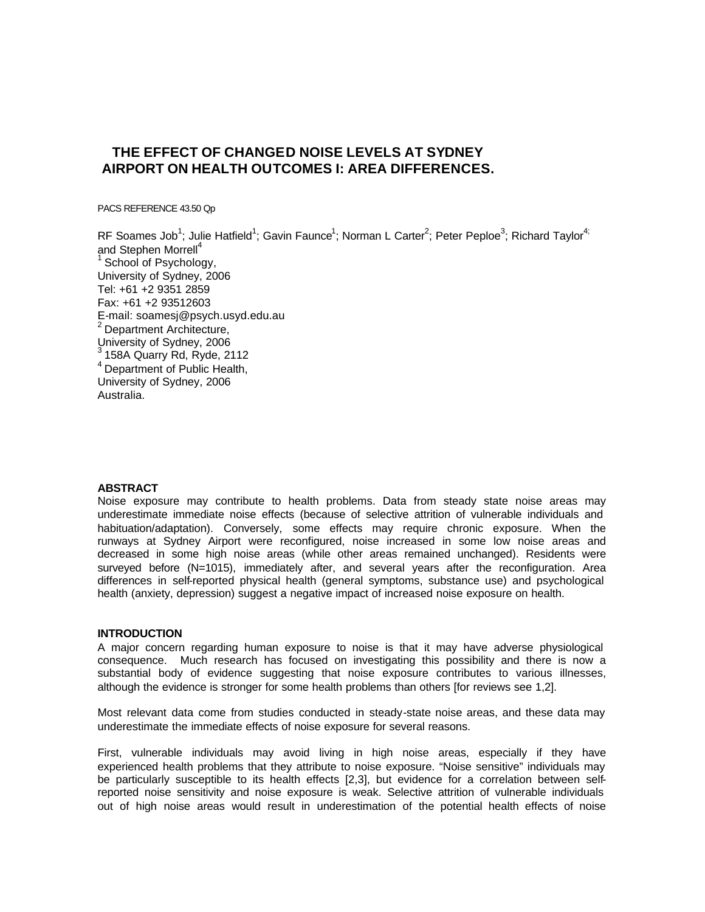# THE EFFECT OF CHANGED NOISE LEVELS AT SYDNEY AIRPORT ON HEALTH OUTCOMES I: AREA DIFFERENCES.

PACS REFERENCE 43.50 Qp

RF Soames Job[1]; Julie Hatfield[1]; Gavin Faunce[1]; Norman L Carter[2]; Peter Peploe[3]; Richard Taylor[4]; and Stephen Morrell[4]

[1] School of Psychology,
University of Sydney, 2006
Tel: +61 +2 9351 2859
Fax: +61 +2 93512603
E-mail: soamesj@psych.usyd.edu.au

[2] Department Architecture,
University of Sydney, 2006

[3] 158A Quarry Rd, Ryde, 2112

[4] Department of Public Health,
University of Sydney, 2006
Australia.

## ABSTRACT

Noise exposure may contribute to health problems. Data from steady state noise areas may underestimate immediate noise effects (because of selective attrition of vulnerable individuals and habituation/adaptation). Conversely, some effects may require chronic exposure. When the runways at Sydney Airport were reconfigured, noise increased in some low noise areas and decreased in some high noise areas (while other areas remained unchanged). Residents were surveyed before (N=1015), immediately after, and several years after the reconfiguration. Area differences in self-reported physical health (general symptoms, substance use) and psychological health (anxiety, depression) suggest a negative impact of increased noise exposure on health.

## INTRODUCTION

A major concern regarding human exposure to noise is that it may have adverse physiological consequence. Much research has focused on investigating this possibility and there is now a substantial body of evidence suggesting that noise exposure contributes to various illnesses, although the evidence is stronger for some health problems than others [for reviews see 1,2].

Most relevant data come from studies conducted in steady-state noise areas, and these data may underestimate the immediate effects of noise exposure for several reasons.

First, vulnerable individuals may avoid living in high noise areas, especially if they have experienced health problems that they attribute to noise exposure. "Noise sensitive" individuals may be particularly susceptible to its health effects [2,3], but evidence for a correlation between self-reported noise sensitivity and noise exposure is weak. Selective attrition of vulnerable individuals out of high noise areas would result in underestimation of the potential health effects of noise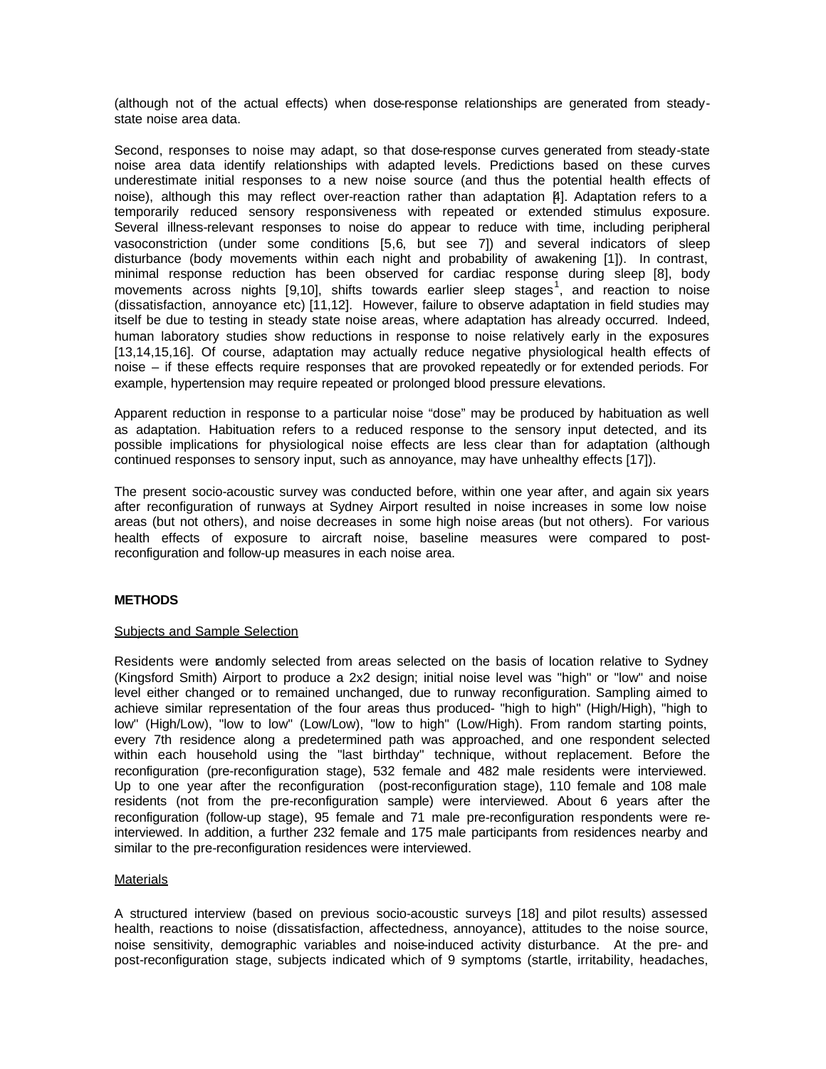(although not of the actual effects) when dose-response relationships are generated from steady-state noise area data.

Second, responses to noise may adapt, so that dose-response curves generated from steady-state noise area data identify relationships with adapted levels. Predictions based on these curves underestimate initial responses to a new noise source (and thus the potential health effects of noise), although this may reflect over-reaction rather than adaptation [4]. Adaptation refers to a temporarily reduced sensory responsiveness with repeated or extended stimulus exposure. Several illness-relevant responses to noise do appear to reduce with time, including peripheral vasoconstriction (under some conditions [5,6, but see 7]) and several indicators of sleep disturbance (body movements within each night and probability of awakening [1]). In contrast, minimal response reduction has been observed for cardiac response during sleep [8], body movements across nights [9,10], shifts towards earlier sleep stages[1], and reaction to noise (dissatisfaction, annoyance etc) [11,12]. However, failure to observe adaptation in field studies may itself be due to testing in steady state noise areas, where adaptation has already occurred. Indeed, human laboratory studies show reductions in response to noise relatively early in the exposures [13,14,15,16]. Of course, adaptation may actually reduce negative physiological health effects of noise – if these effects require responses that are provoked repeatedly or for extended periods. For example, hypertension may require repeated or prolonged blood pressure elevations.

Apparent reduction in response to a particular noise "dose" may be produced by habituation as well as adaptation. Habituation refers to a reduced response to the sensory input detected, and its possible implications for physiological noise effects are less clear than for adaptation (although continued responses to sensory input, such as annoyance, may have unhealthy effects [17]).

The present socio-acoustic survey was conducted before, within one year after, and again six years after reconfiguration of runways at Sydney Airport resulted in noise increases in some low noise areas (but not others), and noise decreases in some high noise areas (but not others). For various health effects of exposure to aircraft noise, baseline measures were compared to post-reconfiguration and follow-up measures in each noise area.

## METHODS

### Subjects and Sample Selection

Residents were randomly selected from areas selected on the basis of location relative to Sydney (Kingsford Smith) Airport to produce a 2x2 design; initial noise level was "high" or "low" and noise level either changed or to remained unchanged, due to runway reconfiguration. Sampling aimed to achieve similar representation of the four areas thus produced- "high to high" (High/High), "high to low" (High/Low), "low to low" (Low/Low), "low to high" (Low/High). From random starting points, every 7th residence along a predetermined path was approached, and one respondent selected within each household using the "last birthday" technique, without replacement. Before the reconfiguration (pre-reconfiguration stage), 532 female and 482 male residents were interviewed. Up to one year after the reconfiguration (post-reconfiguration stage), 110 female and 108 male residents (not from the pre-reconfiguration sample) were interviewed. About 6 years after the reconfiguration (follow-up stage), 95 female and 71 male pre-reconfiguration respondents were re-interviewed. In addition, a further 232 female and 175 male participants from residences nearby and similar to the pre-reconfiguration residences were interviewed.

### Materials

A structured interview (based on previous socio-acoustic surveys [18] and pilot results) assessed health, reactions to noise (dissatisfaction, affectedness, annoyance), attitudes to the noise source, noise sensitivity, demographic variables and noise-induced activity disturbance. At the pre- and post-reconfiguration stage, subjects indicated which of 9 symptoms (startle, irritability, headaches,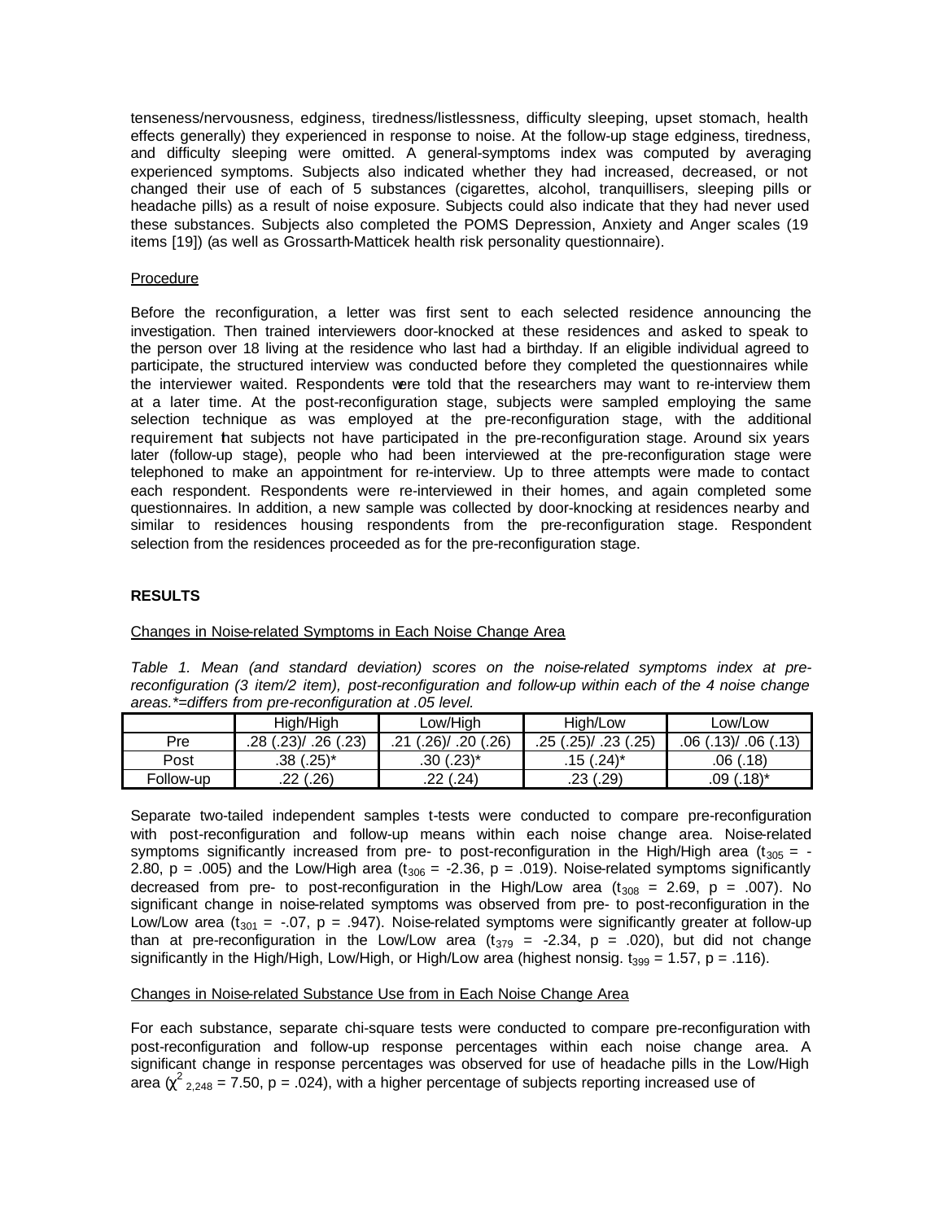tenseness/nervousness, edginess, tiredness/listlessness, difficulty sleeping, upset stomach, health effects generally) they experienced in response to noise. At the follow-up stage edginess, tiredness, and difficulty sleeping were omitted. A general-symptoms index was computed by averaging experienced symptoms. Subjects also indicated whether they had increased, decreased, or not changed their use of each of 5 substances (cigarettes, alcohol, tranquillisers, sleeping pills or headache pills) as a result of noise exposure. Subjects could also indicate that they had never used these substances. Subjects also completed the POMS Depression, Anxiety and Anger scales (19 items [19]) (as well as Grossarth-Matticek health risk personality questionnaire).

Procedure

Before the reconfiguration, a letter was first sent to each selected residence announcing the investigation. Then trained interviewers door-knocked at these residences and asked to speak to the person over 18 living at the residence who last had a birthday. If an eligible individual agreed to participate, the structured interview was conducted before they completed the questionnaires while the interviewer waited. Respondents were told that the researchers may want to re-interview them at a later time. At the post-reconfiguration stage, subjects were sampled employing the same selection technique as was employed at the pre-reconfiguration stage, with the additional requirement that subjects not have participated in the pre-reconfiguration stage. Around six years later (follow-up stage), people who had been interviewed at the pre-reconfiguration stage were telephoned to make an appointment for re-interview. Up to three attempts were made to contact each respondent. Respondents were re-interviewed in their homes, and again completed some questionnaires. In addition, a new sample was collected by door-knocking at residences nearby and similar to residences housing respondents from the pre-reconfiguration stage. Respondent selection from the residences proceeded as for the pre-reconfiguration stage.

## RESULTS

Changes in Noise-related Symptoms in Each Noise Change Area

*Table 1. Mean (and standard deviation) scores on the noise-related symptoms index at pre-reconfiguration (3 item/2 item), post-reconfiguration and follow-up within each of the 4 noise change areas.*=differs from pre-reconfiguration at .05 level.*

| | High/High | Low/High | High/Low | Low/Low |
|---|---|---|---|---|
| Pre | .28 (.23)/ .26 (.23) | .21 (.26)/ .20 (.26) | .25 (.25)/ .23 (.25) | .06 (.13)/ .06 (.13) |
| Post | .38 (.25)* | .30 (.23)* | .15 (.24)* | .06 (.18) |
| Follow-up | .22 (.26) | .22 (.24) | .23 (.29) | .09 (.18)* |

Separate two-tailed independent samples t-tests were conducted to compare pre-reconfiguration with post-reconfiguration and follow-up means within each noise change area. Noise-related symptoms significantly increased from pre- to post-reconfiguration in the High/High area ($t_{305} = -2.80$, $p = .005$) and the Low/High area ($t_{306} = -2.36$, $p = .019$). Noise-related symptoms significantly decreased from pre- to post-reconfiguration in the High/Low area ($t_{308} = 2.69$, $p = .007$). No significant change in noise-related symptoms was observed from pre- to post-reconfiguration in the Low/Low area ($t_{301} = -.07$, $p = .947$). Noise-related symptoms were significantly greater at follow-up than at pre-reconfiguration in the Low/Low area ($t_{379} = -2.34$, $p = .020$), but did not change significantly in the High/High, Low/High, or High/Low area (highest nonsig. $t_{399} = 1.57$, $p = .116$).

Changes in Noise-related Substance Use from in Each Noise Change Area

For each substance, separate chi-square tests were conducted to compare pre-reconfiguration with post-reconfiguration and follow-up response percentages within each noise change area. A significant change in response percentages was observed for use of headache pills in the Low/High area ($\chi^2_{2,248} = 7.50$, $p = .024$), with a higher percentage of subjects reporting increased use of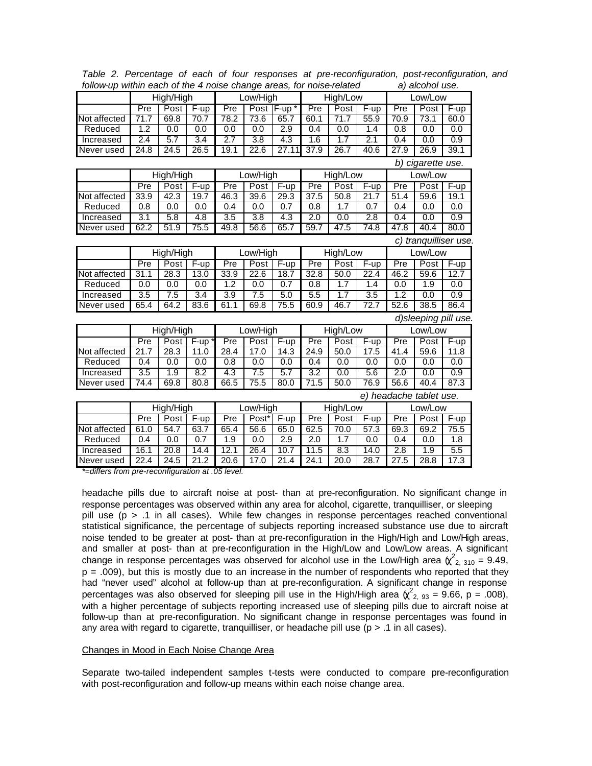*Table 2. Percentage of each of four responses at pre-reconfiguration, post-reconfiguration, and follow-up within each of the 4 noise change areas, for noise-related a) alcohol use.*

| | High/High | | | Low/High | | | High/Low | | | Low/Low | | |
|---|---|---|---|---|---|---|---|---|---|---|---|---|
| | Pre | Post | F-up | Pre | Post | F-up * | Pre | Post | F-up | Pre | Post | F-up |
| Not affected | 71.7 | 69.8 | 70.7 | 78.2 | 73.6 | 65.7 | 60.1 | 71.7 | 55.9 | 70.9 | 73.1 | 60.0 |
| Reduced | 1.2 | 0.0 | 0.0 | 0.0 | 0.0 | 2.9 | 0.4 | 0.0 | 1.4 | 0.8 | 0.0 | 0.0 |
| Increased | 2.4 | 5.7 | 3.4 | 2.7 | 3.8 | 4.3 | 1.6 | 1.7 | 2.1 | 0.4 | 0.0 | 0.9 |
| Never used | 24.8 | 24.5 | 26.5 | 19.1 | 22.6 | 27.11 | 37.9 | 26.7 | 40.6 | 27.9 | 26.9 | 39.1 |

*b) cigarette use.*

| | High/High | | | Low/High | | | High/Low | | | Low/Low | | |
|---|---|---|---|---|---|---|---|---|---|---|---|---|
| | Pre | Post | F-up | Pre | Post | F-up | Pre | Post | F-up | Pre | Post | F-up |
| Not affected | 33.9 | 42.3 | 19.7 | 46.3 | 39.6 | 29.3 | 37.5 | 50.8 | 21.7 | 51.4 | 59.6 | 19.1 |
| Reduced | 0.8 | 0.0 | 0.0 | 0.4 | 0.0 | 0.7 | 0.8 | 1.7 | 0.7 | 0.4 | 0.0 | 0.0 |
| Increased | 3.1 | 5.8 | 4.8 | 3.5 | 3.8 | 4.3 | 2.0 | 0.0 | 2.8 | 0.4 | 0.0 | 0.9 |
| Never used | 62.2 | 51.9 | 75.5 | 49.8 | 56.6 | 65.7 | 59.7 | 47.5 | 74.8 | 47.8 | 40.4 | 80.0 |

*c) tranquilliser use.*

| | High/High | | | Low/High | | | High/Low | | | Low/Low | | |
|---|---|---|---|---|---|---|---|---|---|---|---|---|
| | Pre | Post | F-up | Pre | Post | F-up | Pre | Post | F-up | Pre | Post | F-up |
| Not affected | 31.1 | 28.3 | 13.0 | 33.9 | 22.6 | 18.7 | 32.8 | 50.0 | 22.4 | 46.2 | 59.6 | 12.7 |
| Reduced | 0.0 | 0.0 | 0.0 | 1.2 | 0.0 | 0.7 | 0.8 | 1.7 | 1.4 | 0.0 | 1.9 | 0.0 |
| Increased | 3.5 | 7.5 | 3.4 | 3.9 | 7.5 | 5.0 | 5.5 | 1.7 | 3.5 | 1.2 | 0.0 | 0.9 |
| Never used | 65.4 | 64.2 | 83.6 | 61.1 | 69.8 | 75.5 | 60.9 | 46.7 | 72.7 | 52.6 | 38.5 | 86.4 |

*d)sleeping pill use.*

| | High/High | | | Low/High | | | High/Low | | | Low/Low | | |
|---|---|---|---|---|---|---|---|---|---|---|---|---|
| | Pre | Post | F-up * | Pre | Post | F-up | Pre | Post | F-up | Pre | Post | F-up |
| Not affected | 21.7 | 28.3 | 11.0 | 28.4 | 17.0 | 14.3 | 24.9 | 50.0 | 17.5 | 41.4 | 59.6 | 11.8 |
| Reduced | 0.4 | 0.0 | 0.0 | 0.8 | 0.0 | 0.0 | 0.4 | 0.0 | 0.0 | 0.0 | 0.0 | 0.0 |
| Increased | 3.5 | 1.9 | 8.2 | 4.3 | 7.5 | 5.7 | 3.2 | 0.0 | 5.6 | 2.0 | 0.0 | 0.9 |
| Never used | 74.4 | 69.8 | 80.8 | 66.5 | 75.5 | 80.0 | 71.5 | 50.0 | 76.9 | 56.6 | 40.4 | 87.3 |

*e) headache tablet use.*

| | High/High | | | Low/High | | | High/Low | | | Low/Low | | |
|---|---|---|---|---|---|---|---|---|---|---|---|---|
| | Pre | Post | F-up | Pre | Post* | F-up | Pre | Post | F-up | Pre | Post | F-up |
| Not affected | 61.0 | 54.7 | 63.7 | 65.4 | 56.6 | 65.0 | 62.5 | 70.0 | 57.3 | 69.3 | 69.2 | 75.5 |
| Reduced | 0.4 | 0.0 | 0.7 | 1.9 | 0.0 | 2.9 | 2.0 | 1.7 | 0.0 | 0.4 | 0.0 | 1.8 |
| Increased | 16.1 | 20.8 | 14.4 | 12.1 | 26.4 | 10.7 | 11.5 | 8.3 | 14.0 | 2.8 | 1.9 | 5.5 |
| Never used | 22.4 | 24.5 | 21.2 | 20.6 | 17.0 | 21.4 | 24.1 | 20.0 | 28.7 | 27.5 | 28.8 | 17.3 |

*\*=differs from pre-reconfiguration at .05 level.*

headache pills due to aircraft noise at post- than at pre-reconfiguration. No significant change in response percentages was observed within any area for alcohol, cigarette, tranquilliser, or sleeping pill use ($p > .1$ in all cases). While few changes in response percentages reached conventional statistical significance, the percentage of subjects reporting increased substance use due to aircraft noise tended to be greater at post- than at pre-reconfiguration in the High/High and Low/High areas, and smaller at post- than at pre-reconfiguration in the High/Low and Low/Low areas. A significant change in response percentages was observed for alcohol use in the Low/High area ($\chi^2_{2,\ 310} = 9.49$, $p = .009$), but this is mostly due to an increase in the number of respondents who reported that they had "never used" alcohol at follow-up than at pre-reconfiguration. A significant change in response percentages was also observed for sleeping pill use in the High/High area ($\chi^2_{2,\ 93} = 9.66$, $p = .008$), with a higher percentage of subjects reporting increased use of sleeping pills due to aircraft noise at follow-up than at pre-reconfiguration. No significant change in response percentages was found in any area with regard to cigarette, tranquilliser, or headache pill use ($p > .1$ in all cases).

Changes in Mood in Each Noise Change Area

Separate two-tailed independent samples t-tests were conducted to compare pre-reconfiguration with post-reconfiguration and follow-up means within each noise change area.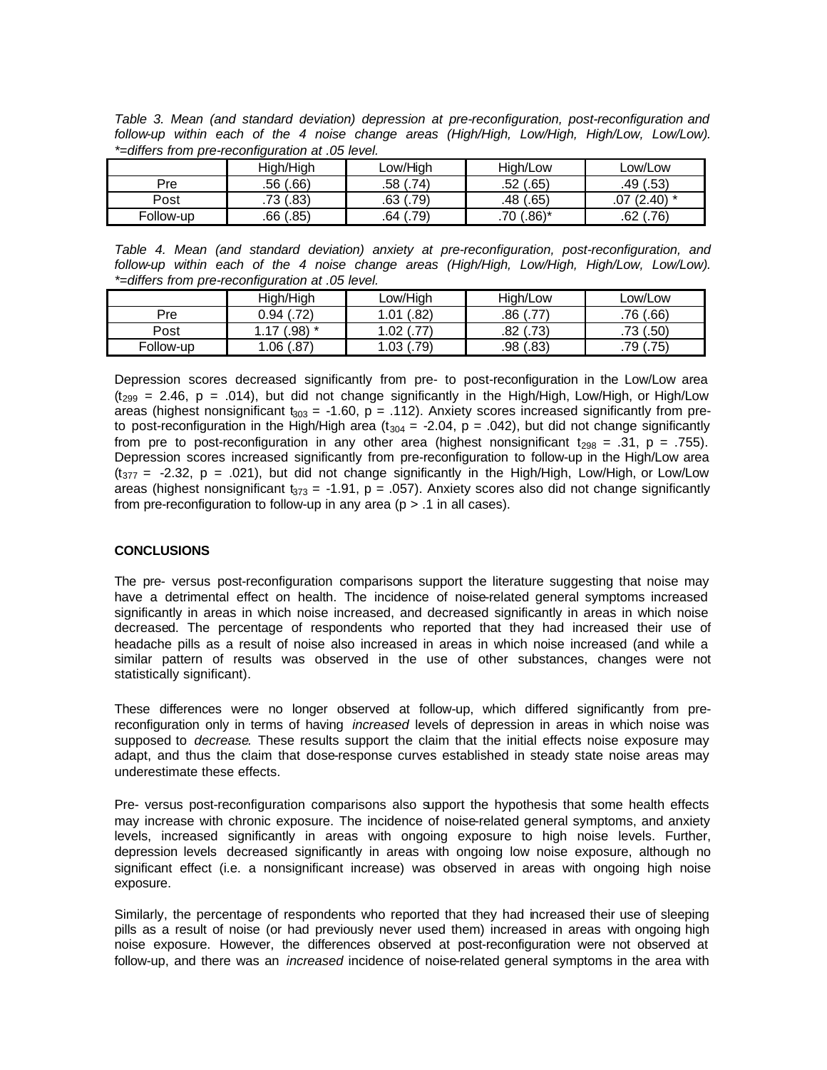*Table 3. Mean (and standard deviation) depression at pre-reconfiguration, post-reconfiguration and follow-up within each of the 4 noise change areas (High/High, Low/High, High/Low, Low/Low). *=differs from pre-reconfiguration at .05 level.*

|  | High/High | Low/High | High/Low | Low/Low |
|---|---|---|---|---|
| Pre | .56 (.66) | .58 (.74) | .52 (.65) | .49 (.53) |
| Post | .73 (.83) | .63 (.79) | .48 (.65) | .07 (2.40) * |
| Follow-up | .66 (.85) | .64 (.79) | .70 (.86)* | .62 (.76) |

*Table 4. Mean (and standard deviation) anxiety at pre-reconfiguration, post-reconfiguration, and follow-up within each of the 4 noise change areas (High/High, Low/High, High/Low, Low/Low). *=differs from pre-reconfiguration at .05 level.*

|  | High/High | Low/High | High/Low | Low/Low |
|---|---|---|---|---|
| Pre | 0.94 (.72) | 1.01 (.82) | .86 (.77) | .76 (.66) |
| Post | 1.17 (.98) * | 1.02 (.77) | .82 (.73) | .73 (.50) |
| Follow-up | 1.06 (.87) | 1.03 (.79) | .98 (.83) | .79 (.75) |

Depression scores decreased significantly from pre- to post-reconfiguration in the Low/Low area ($t_{299}$ = 2.46, p = .014), but did not change significantly in the High/High, Low/High, or High/Low areas (highest nonsignificant $t_{303}$ = -1.60, p = .112). Anxiety scores increased significantly from pre- to post-reconfiguration in the High/High area ($t_{304}$ = -2.04, p = .042), but did not change significantly from pre to post-reconfiguration in any other area (highest nonsignificant $t_{298}$ = .31, p = .755). Depression scores increased significantly from pre-reconfiguration to follow-up in the High/Low area ($t_{377}$ = -2.32, p = .021), but did not change significantly in the High/High, Low/High, or Low/Low areas (highest nonsignificant $t_{373}$ = -1.91, p = .057). Anxiety scores also did not change significantly from pre-reconfiguration to follow-up in any area (p > .1 in all cases).

## CONCLUSIONS

The pre- versus post-reconfiguration comparisons support the literature suggesting that noise may have a detrimental effect on health. The incidence of noise-related general symptoms increased significantly in areas in which noise increased, and decreased significantly in areas in which noise decreased. The percentage of respondents who reported that they had increased their use of headache pills as a result of noise also increased in areas in which noise increased (and while a similar pattern of results was observed in the use of other substances, changes were not statistically significant).

These differences were no longer observed at follow-up, which differed significantly from pre-reconfiguration only in terms of having *increased* levels of depression in areas in which noise was supposed to *decrease*. These results support the claim that the initial effects noise exposure may adapt, and thus the claim that dose-response curves established in steady state noise areas may underestimate these effects.

Pre- versus post-reconfiguration comparisons also support the hypothesis that some health effects may increase with chronic exposure. The incidence of noise-related general symptoms, and anxiety levels, increased significantly in areas with ongoing exposure to high noise levels. Further, depression levels decreased significantly in areas with ongoing low noise exposure, although no significant effect (i.e. a nonsignificant increase) was observed in areas with ongoing high noise exposure.

Similarly, the percentage of respondents who reported that they had increased their use of sleeping pills as a result of noise (or had previously never used them) increased in areas with ongoing high noise exposure. However, the differences observed at post-reconfiguration were not observed at follow-up, and there was an *increased* incidence of noise-related general symptoms in the area with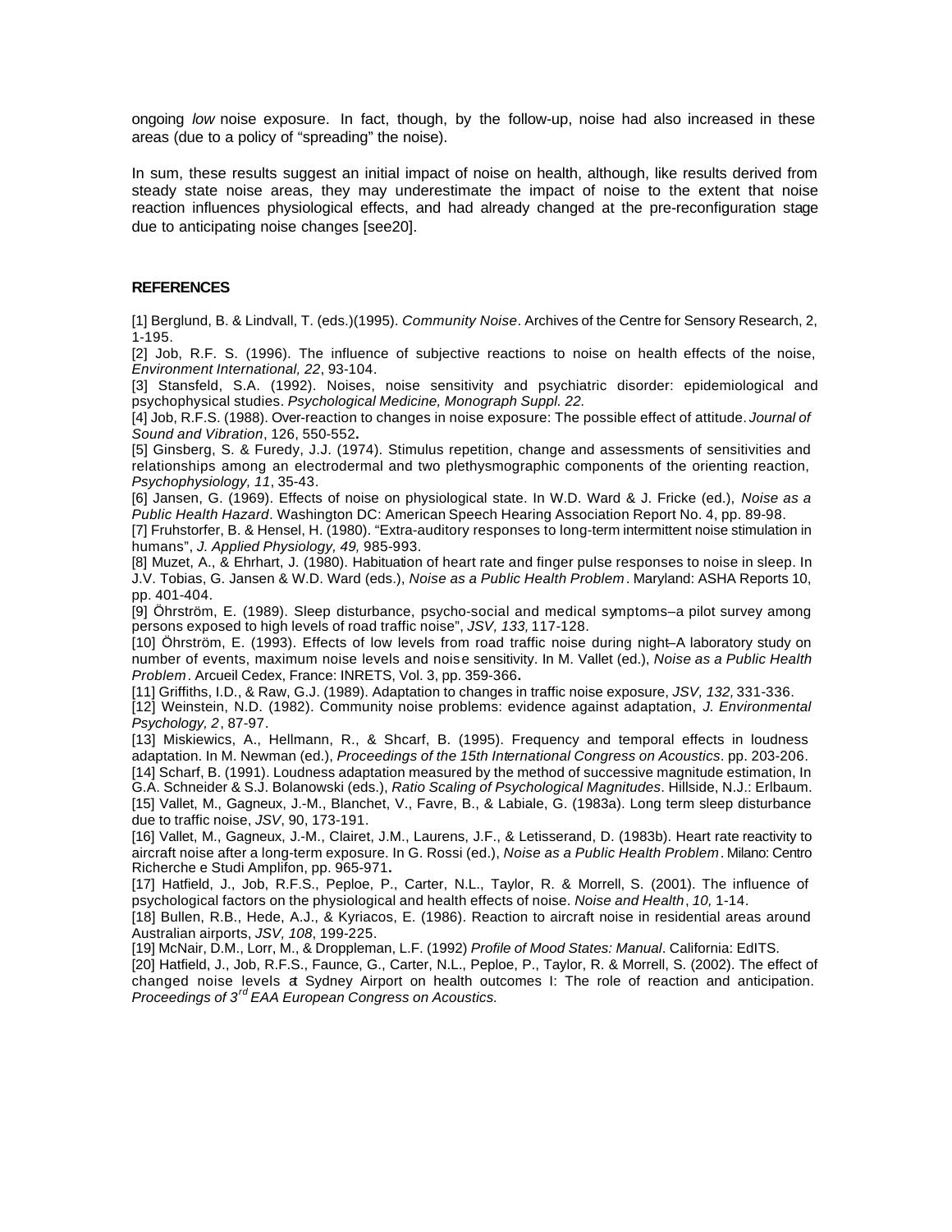ongoing *low* noise exposure. In fact, though, by the follow-up, noise had also increased in these areas (due to a policy of "spreading" the noise).

In sum, these results suggest an initial impact of noise on health, although, like results derived from steady state noise areas, they may underestimate the impact of noise to the extent that noise reaction influences physiological effects, and had already changed at the pre-reconfiguration stage due to anticipating noise changes [see20].

**REFERENCES**

[1] Berglund, B. & Lindvall, T. (eds.)(1995). *Community Noise*. Archives of the Centre for Sensory Research, 2, 1-195.

[2] Job, R.F. S. (1996). The influence of subjective reactions to noise on health effects of the noise, *Environment International, 22*, 93-104.

[3] Stansfeld, S.A. (1992). Noises, noise sensitivity and psychiatric disorder: epidemiological and psychophysical studies. *Psychological Medicine, Monograph Suppl. 22.*

[4] Job, R.F.S. (1988). Over-reaction to changes in noise exposure: The possible effect of attitude. *Journal of Sound and Vibration*, 126, 550-552**.**

[5] Ginsberg, S. & Furedy, J.J. (1974). Stimulus repetition, change and assessments of sensitivities and relationships among an electrodermal and two plethysmographic components of the orienting reaction, *Psychophysiology, 11*, 35-43.

[6] Jansen, G. (1969). Effects of noise on physiological state. In W.D. Ward & J. Fricke (ed.), *Noise as a Public Health Hazard*. Washington DC: American Speech Hearing Association Report No. 4, pp. 89-98.

[7] Fruhstorfer, B. & Hensel, H. (1980). "Extra-auditory responses to long-term intermittent noise stimulation in humans", *J. Applied Physiology, 49,* 985-993.

[8] Muzet, A., & Ehrhart, J. (1980). Habituation of heart rate and finger pulse responses to noise in sleep. In J.V. Tobias, G. Jansen & W.D. Ward (eds.), *Noise as a Public Health Problem*. Maryland: ASHA Reports 10, pp. 401-404.

[9] Öhrström, E. (1989). Sleep disturbance, psycho-social and medical symptoms–a pilot survey among persons exposed to high levels of road traffic noise", *JSV, 133,* 117-128.

[10] Öhrström, E. (1993). Effects of low levels from road traffic noise during night–A laboratory study on number of events, maximum noise levels and noise sensitivity. In M. Vallet (ed.), *Noise as a Public Health Problem*. Arcueil Cedex, France: INRETS, Vol. 3, pp. 359-366**.**

[11] Griffiths, I.D., & Raw, G.J. (1989). Adaptation to changes in traffic noise exposure, *JSV, 132,* 331-336.

[12] Weinstein, N.D. (1982). Community noise problems: evidence against adaptation, *J. Environmental Psychology, 2*, 87-97.

[13] Miskiewics, A., Hellmann, R., & Shcarf, B. (1995). Frequency and temporal effects in loudness adaptation. In M. Newman (ed.), *Proceedings of the 15th International Congress on Acoustics*. pp. 203-206.

[14] Scharf, B. (1991). Loudness adaptation measured by the method of successive magnitude estimation, In G.A. Schneider & S.J. Bolanowski (eds.), *Ratio Scaling of Psychological Magnitudes*. Hillside, N.J.: Erlbaum.

[15] Vallet, M., Gagneux, J.-M., Blanchet, V., Favre, B., & Labiale, G. (1983a). Long term sleep disturbance due to traffic noise, *JSV*, 90, 173-191.

[16] Vallet, M., Gagneux, J.-M., Clairet, J.M., Laurens, J.F., & Letisserand, D. (1983b). Heart rate reactivity to aircraft noise after a long-term exposure. In G. Rossi (ed.), *Noise as a Public Health Problem*. Milano: Centro Richerche e Studi Amplifon, pp. 965-971**.**

[17] Hatfield, J., Job, R.F.S., Peploe, P., Carter, N.L., Taylor, R. & Morrell, S. (2001). The influence of psychological factors on the physiological and health effects of noise. *Noise and Health*, *10,* 1-14.

[18] Bullen, R.B., Hede, A.J., & Kyriacos, E. (1986). Reaction to aircraft noise in residential areas around Australian airports, *JSV, 108*, 199-225.

[19] McNair, D.M., Lorr, M., & Droppleman, L.F. (1992) *Profile of Mood States: Manual*. California: EdITS.

[20] Hatfield, J., Job, R.F.S., Faunce, G., Carter, N.L., Peploe, P., Taylor, R. & Morrell, S. (2002). The effect of changed noise levels at Sydney Airport on health outcomes I: The role of reaction and anticipation. *Proceedings of 3rd EAA European Congress on Acoustics.*